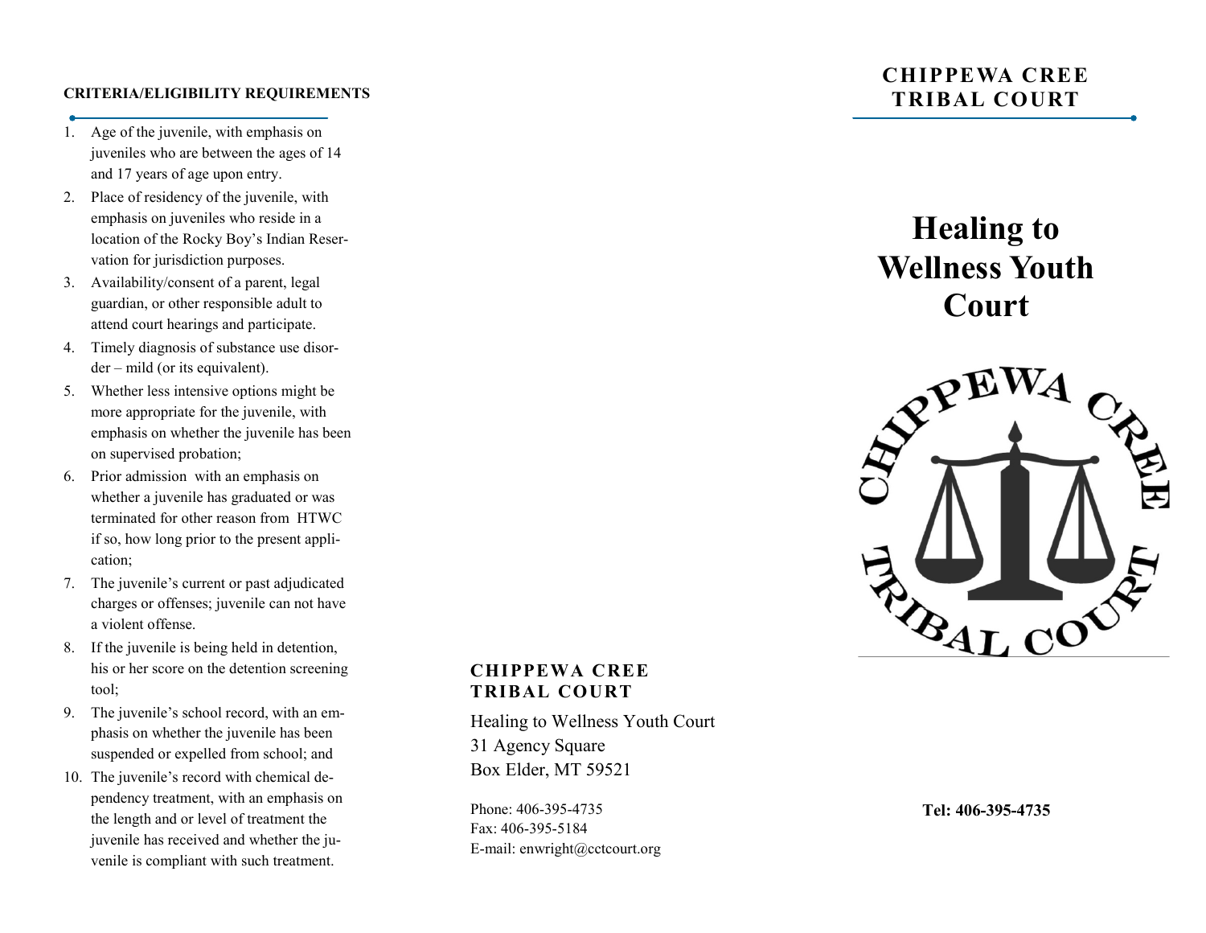**CRITERIA/ELIGIBILITY REQUIREMENTS**

1. Age of the juvenile, with emphasis on juveniles who are between the ages of 14 and 17 years of age upon entry.
2. Place of residency of the juvenile, with emphasis on juveniles who reside in a location of the Rocky Boy's Indian Reservation for jurisdiction purposes.
3. Availability/consent of a parent, legal guardian, or other responsible adult to attend court hearings and participate.
4. Timely diagnosis of substance use disorder – mild (or its equivalent).
5. Whether less intensive options might be more appropriate for the juvenile, with emphasis on whether the juvenile has been on supervised probation;
6. Prior admission with an emphasis on whether a juvenile has graduated or was terminated for other reason from HTWC if so, how long prior to the present application;
7. The juvenile's current or past adjudicated charges or offenses; juvenile can not have a violent offense.
8. If the juvenile is being held in detention, his or her score on the detention screening tool;
9. The juvenile's school record, with an emphasis on whether the juvenile has been suspended or expelled from school; and
10. The juvenile's record with chemical dependency treatment, with an emphasis on the length and or level of treatment the juvenile has received and whether the juvenile is compliant with such treatment.

**CHIPPEWA CREE TRIBAL COURT**

Healing to Wellness Youth Court
31 Agency Square
Box Elder, MT 59521

Phone: 406-395-4735
Fax: 406-395-5184
E-mail: enwright@cctcourt.org

**CHIPPEWA CREE TRIBAL COURT**

# Healing to Wellness Youth Court

CHIPPEWA CREE TRIBAL COURT

**Tel: 406-395-4735**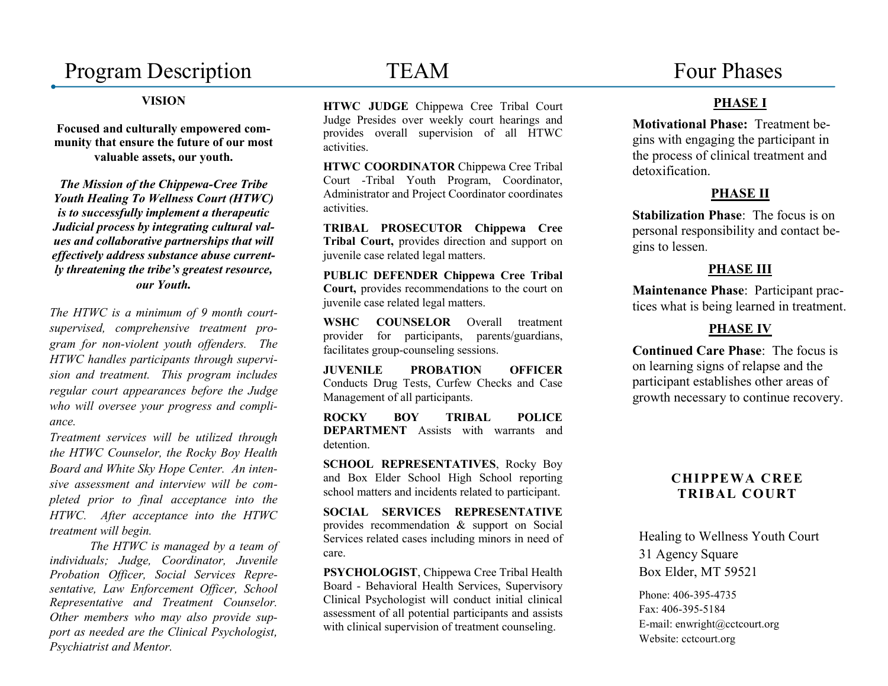# Program Description

## VISION

**Focused and culturally empowered community that ensure the future of our most valuable assets, our youth.**

***The Mission of the Chippewa-Cree Tribe Youth Healing To Wellness Court (HTWC) is to successfully implement a therapeutic Judicial process by integrating cultural values and collaborative partnerships that will effectively address substance abuse currently threatening the tribe's greatest resource, our Youth.***

*The HTWC is a minimum of 9 month court-supervised, comprehensive treatment program for non-violent youth offenders. The HTWC handles participants through supervision and treatment. This program includes regular court appearances before the Judge who will oversee your progress and compliance.*

*Treatment services will be utilized through the HTWC Counselor, the Rocky Boy Health Board and White Sky Hope Center. An intensive assessment and interview will be completed prior to final acceptance into the HTWC. After acceptance into the HTWC treatment will begin.*

*The HTWC is managed by a team of individuals; Judge, Coordinator, Juvenile Probation Officer, Social Services Representative, Law Enforcement Officer, School Representative and Treatment Counselor. Other members who may also provide support as needed are the Clinical Psychologist, Psychiatrist and Mentor.*

# TEAM

**HTWC JUDGE** Chippewa Cree Tribal Court Judge Presides over weekly court hearings and provides overall supervision of all HTWC activities.

**HTWC COORDINATOR** Chippewa Cree Tribal Court -Tribal Youth Program, Coordinator, Administrator and Project Coordinator coordinates activities.

**TRIBAL PROSECUTOR Chippewa Cree Tribal Court,** provides direction and support on juvenile case related legal matters.

**PUBLIC DEFENDER Chippewa Cree Tribal Court,** provides recommendations to the court on juvenile case related legal matters.

**WSHC COUNSELOR** Overall treatment provider for participants, parents/guardians, facilitates group-counseling sessions.

**JUVENILE PROBATION OFFICER** Conducts Drug Tests, Curfew Checks and Case Management of all participants.

**ROCKY BOY TRIBAL POLICE DEPARTMENT** Assists with warrants and detention.

**SCHOOL REPRESENTATIVES**, Rocky Boy and Box Elder School High School reporting school matters and incidents related to participant.

**SOCIAL SERVICES REPRESENTATIVE** provides recommendation & support on Social Services related cases including minors in need of care.

**PSYCHOLOGIST**, Chippewa Cree Tribal Health Board - Behavioral Health Services, Supervisory Clinical Psychologist will conduct initial clinical assessment of all potential participants and assists with clinical supervision of treatment counseling.

# Four Phases

## PHASE I

**Motivational Phase:** Treatment begins with engaging the participant in the process of clinical treatment and detoxification.

## PHASE II

**Stabilization Phase**: The focus is on personal responsibility and contact begins to lessen.

## PHASE III

**Maintenance Phase**: Participant practices what is being learned in treatment.

## PHASE IV

**Continued Care Phase**: The focus is on learning signs of relapse and the participant establishes other areas of growth necessary to continue recovery.

**CHIPPEWA CREE TRIBAL COURT**

Healing to Wellness Youth Court
31 Agency Square
Box Elder, MT 59521

Phone: 406-395-4735
Fax: 406-395-5184
E-mail: enwright@cctcourt.org
Website: cctcourt.org